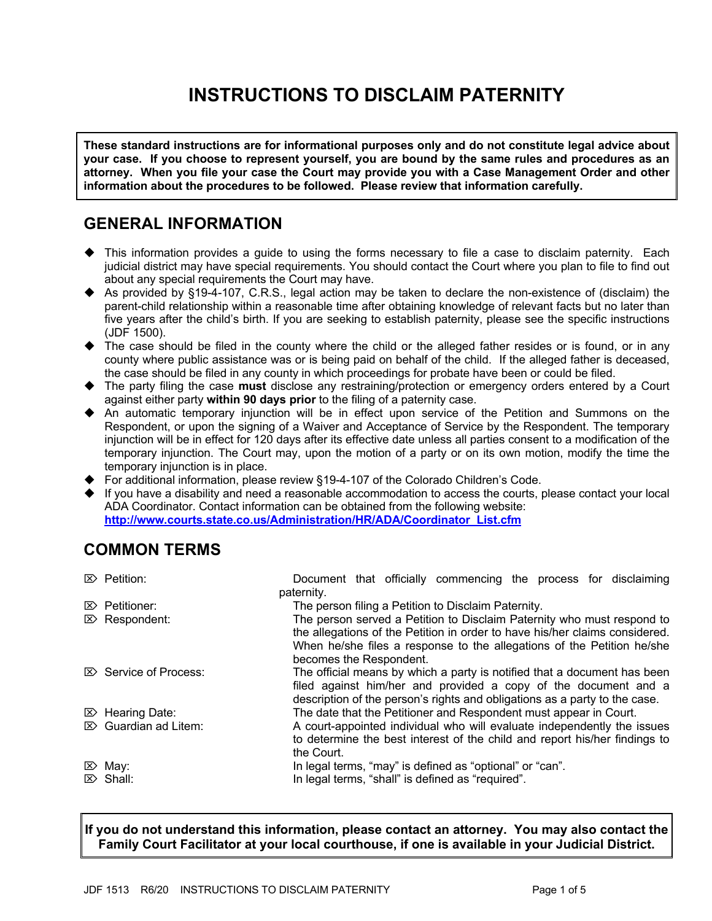# INSTRUCTIONS TO DISCLAIM PATERNITY

**These standard instructions are for informational purposes only and do not constitute legal advice about your case. If you choose to represent yourself, you are bound by the same rules and procedures as an attorney. When you file your case the Court may provide you with a Case Management Order and other information about the procedures to be followed. Please review that information carefully.**

## GENERAL INFORMATION

- This information provides a guide to using the forms necessary to file a case to disclaim paternity. Each judicial district may have special requirements. You should contact the Court where you plan to file to find out about any special requirements the Court may have.
- As provided by §19-4-107, C.R.S., legal action may be taken to declare the non-existence of (disclaim) the parent-child relationship within a reasonable time after obtaining knowledge of relevant facts but no later than five years after the child's birth. If you are seeking to establish paternity, please see the specific instructions (JDF 1500).
- The case should be filed in the county where the child or the alleged father resides or is found, or in any county where public assistance was or is being paid on behalf of the child. If the alleged father is deceased, the case should be filed in any county in which proceedings for probate have been or could be filed.
- The party filing the case **must** disclose any restraining/protection or emergency orders entered by a Court against either party **within 90 days prior** to the filing of a paternity case.
- An automatic temporary injunction will be in effect upon service of the Petition and Summons on the Respondent, or upon the signing of a Waiver and Acceptance of Service by the Respondent. The temporary injunction will be in effect for 120 days after its effective date unless all parties consent to a modification of the temporary injunction. The Court may, upon the motion of a party or on its own motion, modify the time the temporary injunction is in place.
- For additional information, please review §19-4-107 of the Colorado Children's Code.
- If you have a disability and need a reasonable accommodation to access the courts, please contact your local ADA Coordinator. Contact information can be obtained from the following website: http://www.courts.state.co.us/Administration/HR/ADA/Coordinator_List.cfm

## COMMON TERMS

- **Petition:** Document that officially commencing the process for disclaiming paternity.
- **Petitioner:** The person filing a Petition to Disclaim Paternity.
- **Respondent:** The person served a Petition to Disclaim Paternity who must respond to the allegations of the Petition in order to have his/her claims considered. When he/she files a response to the allegations of the Petition he/she becomes the Respondent.
- **Service of Process:** The official means by which a party is notified that a document has been filed against him/her and provided a copy of the document and a description of the person's rights and obligations as a party to the case.
- **Hearing Date:** The date that the Petitioner and Respondent must appear in Court.
- **Guardian ad Litem:** A court-appointed individual who will evaluate independently the issues to determine the best interest of the child and report his/her findings to the Court.
- **May:** In legal terms, "may" is defined as "optional" or "can".
- **Shall:** In legal terms, "shall" is defined as "required".

**If you do not understand this information, please contact an attorney. You may also contact the Family Court Facilitator at your local courthouse, if one is available in your Judicial District.**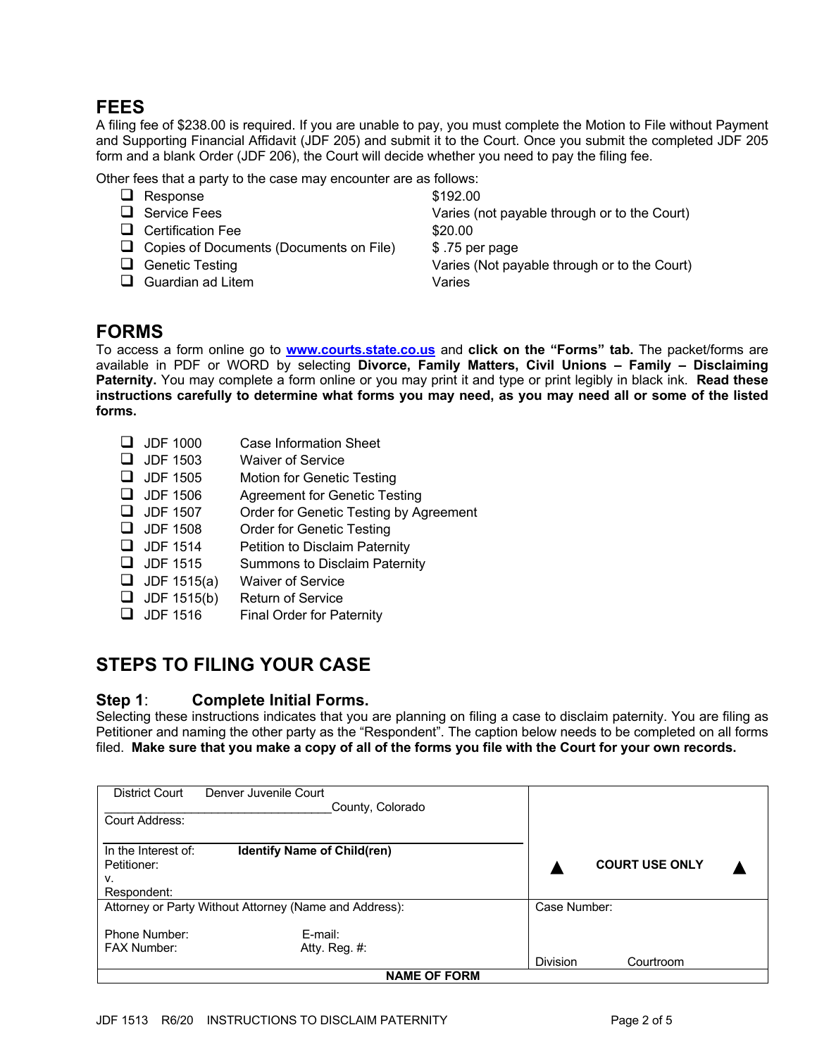## FEES

A filing fee of $238.00 is required. If you are unable to pay, you must complete the Motion to File without Payment and Supporting Financial Affidavit (JDF 205) and submit it to the Court. Once you submit the completed JDF 205 form and a blank Order (JDF 206), the Court will decide whether you need to pay the filing fee.

Other fees that a party to the case may encounter are as follows:

| | |
|---|---|
| ❑ Response | $192.00 |
| ❑ Service Fees | Varies (not payable through or to the Court) |
| ❑ Certification Fee | $20.00 |
| ❑ Copies of Documents (Documents on File) | $ .75 per page |
| ❑ Genetic Testing | Varies (Not payable through or to the Court) |
| ❑ Guardian ad Litem | Varies |

## FORMS

To access a form online go to **www.courts.state.co.us** and **click on the "Forms" tab.** The packet/forms are available in PDF or WORD by selecting **Divorce, Family Matters, Civil Unions – Family – Disclaiming Paternity.** You may complete a form online or you may print it and type or print legibly in black ink. **Read these instructions carefully to determine what forms you may need, as you may need all or some of the listed forms.**

| | |
|---|---|
| ❑ JDF 1000 | Case Information Sheet |
| ❑ JDF 1503 | Waiver of Service |
| ❑ JDF 1505 | Motion for Genetic Testing |
| ❑ JDF 1506 | Agreement for Genetic Testing |
| ❑ JDF 1507 | Order for Genetic Testing by Agreement |
| ❑ JDF 1508 | Order for Genetic Testing |
| ❑ JDF 1514 | Petition to Disclaim Paternity |
| ❑ JDF 1515 | Summons to Disclaim Paternity |
| ❑ JDF 1515(a) | Waiver of Service |
| ❑ JDF 1515(b) | Return of Service |
| ❑ JDF 1516 | Final Order for Paternity |

## STEPS TO FILING YOUR CASE

### Step 1: Complete Initial Forms.

Selecting these instructions indicates that you are planning on filing a case to disclaim paternity. You are filing as Petitioner and naming the other party as the "Respondent". The caption below needs to be completed on all forms filed. **Make sure that you make a copy of all of the forms you file with the Court for your own records.**

| | |
|---|---|
| District Court Denver Juvenile Court<br>______________________________County, Colorado<br>Court Address:<br><br>In the Interest of: **Identify Name of Child(ren)**<br>Petitioner:<br>v.<br>Respondent: | ▲ **COURT USE ONLY** ▲ |
| Attorney or Party Without Attorney (Name and Address):<br><br>Phone Number: E-mail:<br>FAX Number: Atty. Reg. #: | Case Number:<br><br><br>Division Courtroom |
| **NAME OF FORM** | |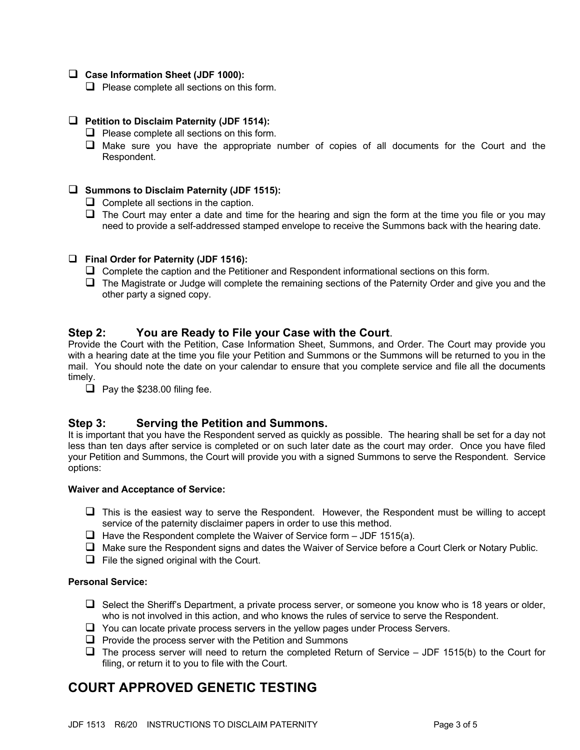- [ ] **Case Information Sheet (JDF 1000):**
  - [ ] Please complete all sections on this form.

- [ ] **Petition to Disclaim Paternity (JDF 1514):**
  - [ ] Please complete all sections on this form.
  - [ ] Make sure you have the appropriate number of copies of all documents for the Court and the Respondent.

- [ ] **Summons to Disclaim Paternity (JDF 1515):**
  - [ ] Complete all sections in the caption.
  - [ ] The Court may enter a date and time for the hearing and sign the form at the time you file or you may need to provide a self-addressed stamped envelope to receive the Summons back with the hearing date.

- [ ] **Final Order for Paternity (JDF 1516):**
  - [ ] Complete the caption and the Petitioner and Respondent informational sections on this form.
  - [ ] The Magistrate or Judge will complete the remaining sections of the Paternity Order and give you and the other party a signed copy.

## Step 2: You are Ready to File your Case with the Court.

Provide the Court with the Petition, Case Information Sheet, Summons, and Order. The Court may provide you with a hearing date at the time you file your Petition and Summons or the Summons will be returned to you in the mail. You should note the date on your calendar to ensure that you complete service and file all the documents timely.

- [ ] Pay the $238.00 filing fee.

## Step 3: Serving the Petition and Summons.

It is important that you have the Respondent served as quickly as possible. The hearing shall be set for a day not less than ten days after service is completed or on such later date as the court may order. Once you have filed your Petition and Summons, the Court will provide you with a signed Summons to serve the Respondent. Service options:

**Waiver and Acceptance of Service:**

- [ ] This is the easiest way to serve the Respondent. However, the Respondent must be willing to accept service of the paternity disclaimer papers in order to use this method.
- [ ] Have the Respondent complete the Waiver of Service form – JDF 1515(a).
- [ ] Make sure the Respondent signs and dates the Waiver of Service before a Court Clerk or Notary Public.
- [ ] File the signed original with the Court.

**Personal Service:**

- [ ] Select the Sheriff's Department, a private process server, or someone you know who is 18 years or older, who is not involved in this action, and who knows the rules of service to serve the Respondent.
- [ ] You can locate private process servers in the yellow pages under Process Servers.
- [ ] Provide the process server with the Petition and Summons
- [ ] The process server will need to return the completed Return of Service – JDF 1515(b) to the Court for filing, or return it to you to file with the Court.

# COURT APPROVED GENETIC TESTING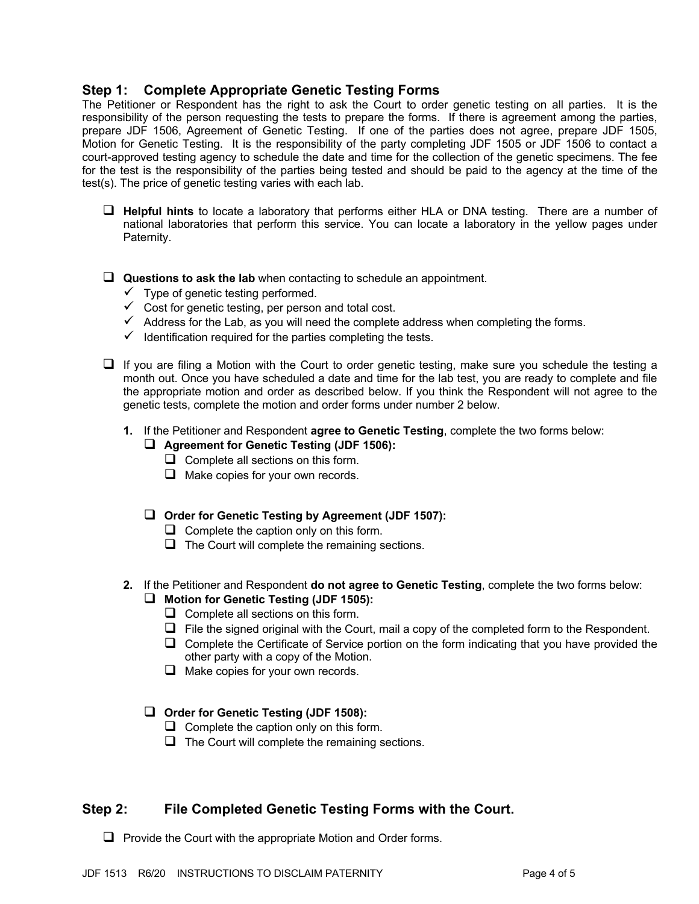## Step 1: Complete Appropriate Genetic Testing Forms

The Petitioner or Respondent has the right to ask the Court to order genetic testing on all parties. It is the responsibility of the person requesting the tests to prepare the forms. If there is agreement among the parties, prepare JDF 1506, Agreement of Genetic Testing. If one of the parties does not agree, prepare JDF 1505, Motion for Genetic Testing. It is the responsibility of the party completing JDF 1505 or JDF 1506 to contact a court-approved testing agency to schedule the date and time for the collection of the genetic specimens. The fee for the test is the responsibility of the parties being tested and should be paid to the agency at the time of the test(s). The price of genetic testing varies with each lab.

- ❑ **Helpful hints** to locate a laboratory that performs either HLA or DNA testing. There are a number of national laboratories that perform this service. You can locate a laboratory in the yellow pages under Paternity.

- ❑ **Questions to ask the lab** when contacting to schedule an appointment.
  - ✓ Type of genetic testing performed.
  - ✓ Cost for genetic testing, per person and total cost.
  - ✓ Address for the Lab, as you will need the complete address when completing the forms.
  - ✓ Identification required for the parties completing the tests.

- ❑ If you are filing a Motion with the Court to order genetic testing, make sure you schedule the testing a month out. Once you have scheduled a date and time for the lab test, you are ready to complete and file the appropriate motion and order as described below. If you think the Respondent will not agree to the genetic tests, complete the motion and order forms under number 2 below.

  **1.** If the Petitioner and Respondent **agree to Genetic Testing**, complete the two forms below:
  - ❑ **Agreement for Genetic Testing (JDF 1506):**
    - ❑ Complete all sections on this form.
    - ❑ Make copies for your own records.
  - ❑ **Order for Genetic Testing by Agreement (JDF 1507):**
    - ❑ Complete the caption only on this form.
    - ❑ The Court will complete the remaining sections.

  **2.** If the Petitioner and Respondent **do not agree to Genetic Testing**, complete the two forms below:
  - ❑ **Motion for Genetic Testing (JDF 1505):**
    - ❑ Complete all sections on this form.
    - ❑ File the signed original with the Court, mail a copy of the completed form to the Respondent.
    - ❑ Complete the Certificate of Service portion on the form indicating that you have provided the other party with a copy of the Motion.
    - ❑ Make copies for your own records.
  - ❑ **Order for Genetic Testing (JDF 1508):**
    - ❑ Complete the caption only on this form.
    - ❑ The Court will complete the remaining sections.

## Step 2: File Completed Genetic Testing Forms with the Court.

- ❑ Provide the Court with the appropriate Motion and Order forms.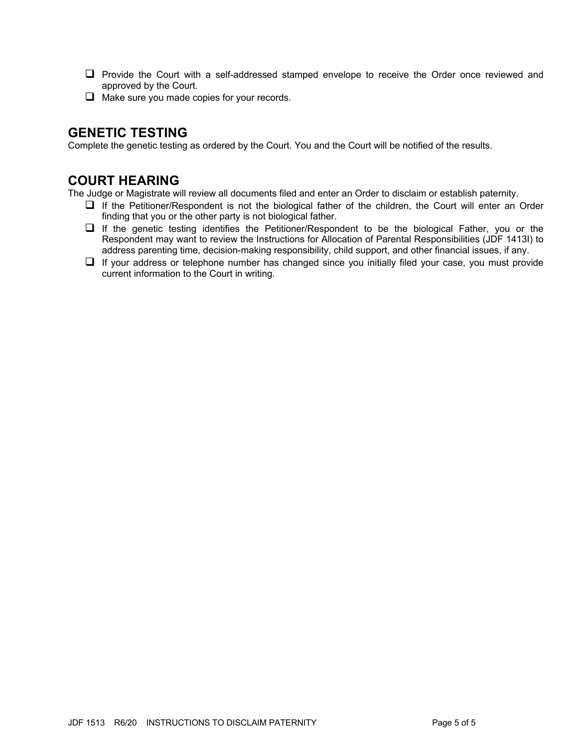- [ ] Provide the Court with a self-addressed stamped envelope to receive the Order once reviewed and approved by the Court.
- [ ] Make sure you made copies for your records.

## GENETIC TESTING

Complete the genetic testing as ordered by the Court. You and the Court will be notified of the results.

## COURT HEARING

The Judge or Magistrate will review all documents filed and enter an Order to disclaim or establish paternity.

- [ ] If the Petitioner/Respondent is not the biological father of the children, the Court will enter an Order finding that you or the other party is not biological father.
- [ ] If the genetic testing identifies the Petitioner/Respondent to be the biological Father, you or the Respondent may want to review the Instructions for Allocation of Parental Responsibilities (JDF 1413I) to address parenting time, decision-making responsibility, child support, and other financial issues, if any.
- [ ] If your address or telephone number has changed since you initially filed your case, you must provide current information to the Court in writing.